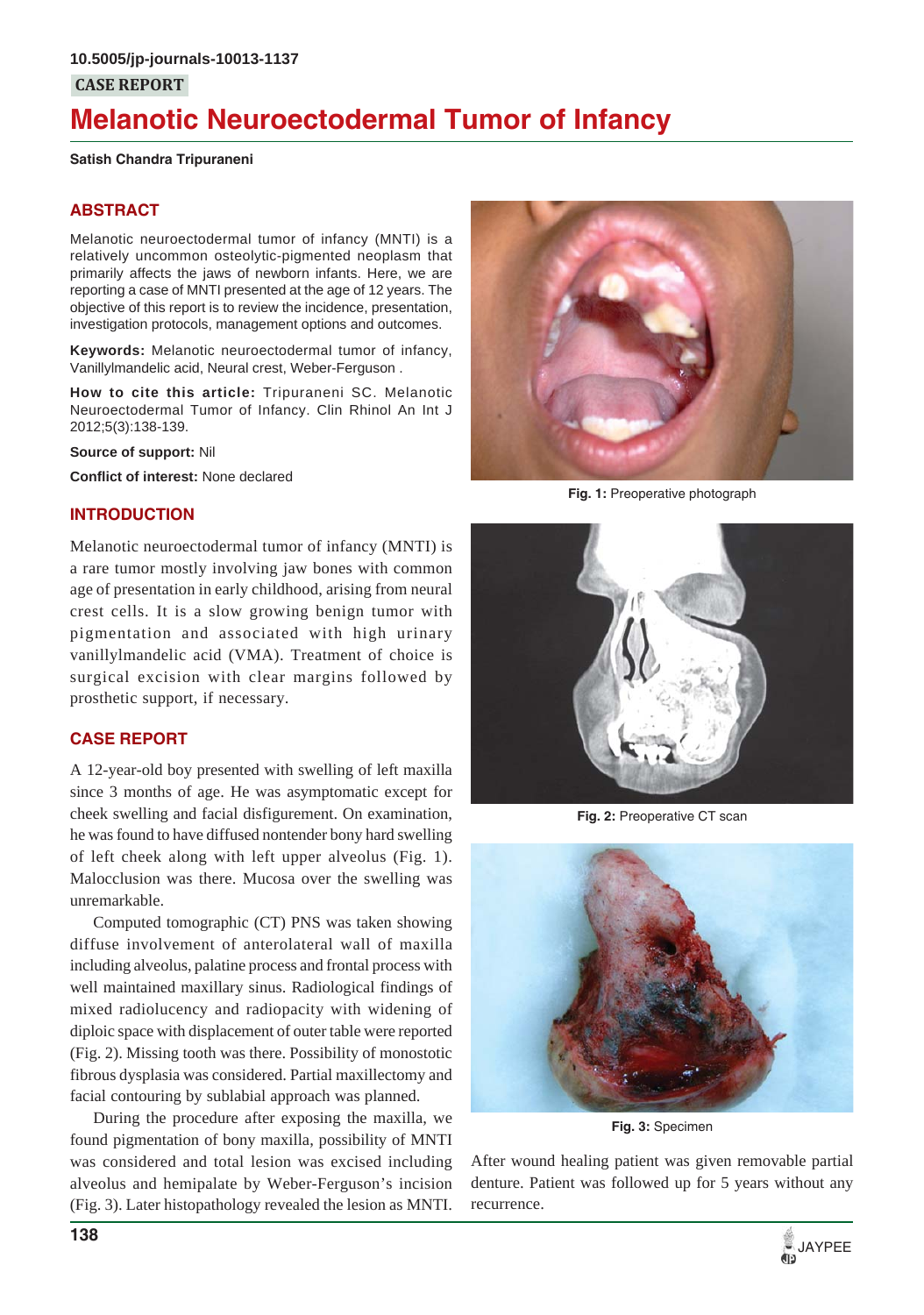10.5005/jp-journals-10013-1137

CASE REPORT

# Melanotic Neuroectodermal Tumor of Infancy

**Satish Chandra Tripuraneni**

## ABSTRACT

Melanotic neuroectodermal tumor of infancy (MNTI) is a relatively uncommon osteolytic-pigmented neoplasm that primarily affects the jaws of newborn infants. Here, we are reporting a case of MNTI presented at the age of 12 years. The objective of this report is to review the incidence, presentation, investigation protocols, management options and outcomes.

**Keywords:** Melanotic neuroectodermal tumor of infancy, Vanillylmandelic acid, Neural crest, Weber-Ferguson .

**How to cite this article:** Tripuraneni SC. Melanotic Neuroectodermal Tumor of Infancy. Clin Rhinol An Int J 2012;5(3):138-139.

**Source of support:** Nil

**Conflict of interest:** None declared

## INTRODUCTION

Melanotic neuroectodermal tumor of infancy (MNTI) is a rare tumor mostly involving jaw bones with common age of presentation in early childhood, arising from neural crest cells. It is a slow growing benign tumor with pigmentation and associated with high urinary vanillylmandelic acid (VMA). Treatment of choice is surgical excision with clear margins followed by prosthetic support, if necessary.

## CASE REPORT

A 12-year-old boy presented with swelling of left maxilla since 3 months of age. He was asymptomatic except for cheek swelling and facial disfigurement. On examination, he was found to have diffused nontender bony hard swelling of left cheek along with left upper alveolus (Fig. 1). Malocclusion was there. Mucosa over the swelling was unremarkable.

Computed tomographic (CT) PNS was taken showing diffuse involvement of anterolateral wall of maxilla including alveolus, palatine process and frontal process with well maintained maxillary sinus. Radiological findings of mixed radiolucency and radiopacity with widening of diploic space with displacement of outer table were reported (Fig. 2). Missing tooth was there. Possibility of monostotic fibrous dysplasia was considered. Partial maxillectomy and facial contouring by sublabial approach was planned.

During the procedure after exposing the maxilla, we found pigmentation of bony maxilla, possibility of MNTI was considered and total lesion was excised including alveolus and hemipalate by Weber-Ferguson's incision (Fig. 3). Later histopathology revealed the lesion as MNTI.

**Fig. 1:** Preoperative photograph

**Fig. 2:** Preoperative CT scan

**Fig. 3:** Specimen

After wound healing patient was given removable partial denture. Patient was followed up for 5 years without any recurrence.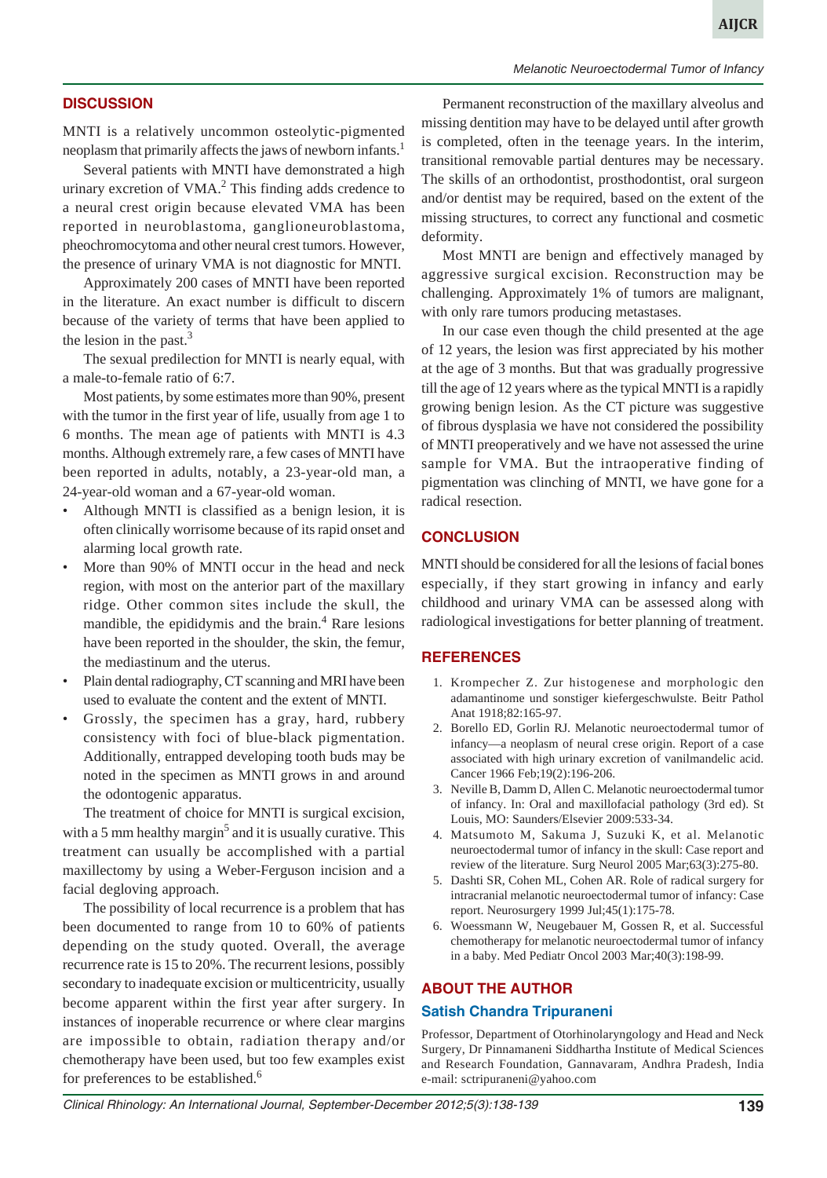## DISCUSSION

MNTI is a relatively uncommon osteolytic-pigmented neoplasm that primarily affects the jaws of newborn infants.[1]

Several patients with MNTI have demonstrated a high urinary excretion of VMA.[2] This finding adds credence to a neural crest origin because elevated VMA has been reported in neuroblastoma, ganglioneuroblastoma, pheochromocytoma and other neural crest tumors. However, the presence of urinary VMA is not diagnostic for MNTI.

Approximately 200 cases of MNTI have been reported in the literature. An exact number is difficult to discern because of the variety of terms that have been applied to the lesion in the past.[3]

The sexual predilection for MNTI is nearly equal, with a male-to-female ratio of 6:7.

Most patients, by some estimates more than 90%, present with the tumor in the first year of life, usually from age 1 to 6 months. The mean age of patients with MNTI is 4.3 months. Although extremely rare, a few cases of MNTI have been reported in adults, notably, a 23-year-old man, a 24-year-old woman and a 67-year-old woman.

- Although MNTI is classified as a benign lesion, it is often clinically worrisome because of its rapid onset and alarming local growth rate.
- More than 90% of MNTI occur in the head and neck region, with most on the anterior part of the maxillary ridge. Other common sites include the skull, the mandible, the epididymis and the brain.[4] Rare lesions have been reported in the shoulder, the skin, the femur, the mediastinum and the uterus.
- Plain dental radiography, CT scanning and MRI have been used to evaluate the content and the extent of MNTI.
- Grossly, the specimen has a gray, hard, rubbery consistency with foci of blue-black pigmentation. Additionally, entrapped developing tooth buds may be noted in the specimen as MNTI grows in and around the odontogenic apparatus.

The treatment of choice for MNTI is surgical excision, with a 5 mm healthy margin[5] and it is usually curative. This treatment can usually be accomplished with a partial maxillectomy by using a Weber-Ferguson incision and a facial degloving approach.

The possibility of local recurrence is a problem that has been documented to range from 10 to 60% of patients depending on the study quoted. Overall, the average recurrence rate is 15 to 20%. The recurrent lesions, possibly secondary to inadequate excision or multicentricity, usually become apparent within the first year after surgery. In instances of inoperable recurrence or where clear margins are impossible to obtain, radiation therapy and/or chemotherapy have been used, but too few examples exist for preferences to be established.[6]

Permanent reconstruction of the maxillary alveolus and missing dentition may have to be delayed until after growth is completed, often in the teenage years. In the interim, transitional removable partial dentures may be necessary. The skills of an orthodontist, prosthodontist, oral surgeon and/or dentist may be required, based on the extent of the missing structures, to correct any functional and cosmetic deformity.

Most MNTI are benign and effectively managed by aggressive surgical excision. Reconstruction may be challenging. Approximately 1% of tumors are malignant, with only rare tumors producing metastases.

In our case even though the child presented at the age of 12 years, the lesion was first appreciated by his mother at the age of 3 months. But that was gradually progressive till the age of 12 years where as the typical MNTI is a rapidly growing benign lesion. As the CT picture was suggestive of fibrous dysplasia we have not considered the possibility of MNTI preoperatively and we have not assessed the urine sample for VMA. But the intraoperative finding of pigmentation was clinching of MNTI, we have gone for a radical resection.

## CONCLUSION

MNTI should be considered for all the lesions of facial bones especially, if they start growing in infancy and early childhood and urinary VMA can be assessed along with radiological investigations for better planning of treatment.

## REFERENCES

1. Krompecher Z. Zur histogenese and morphologic den adamantinome und sonstiger kiefergeschwulste. Beitr Pathol Anat 1918;82:165-97.
2. Borello ED, Gorlin RJ. Melanotic neuroectodermal tumor of infancy—a neoplasm of neural crese origin. Report of a case associated with high urinary excretion of vanilmandelic acid. Cancer 1966 Feb;19(2):196-206.
3. Neville B, Damm D, Allen C. Melanotic neuroectodermal tumor of infancy. In: Oral and maxillofacial pathology (3rd ed). St Louis, MO: Saunders/Elsevier 2009:533-34.
4. Matsumoto M, Sakuma J, Suzuki K, et al. Melanotic neuroectodermal tumor of infancy in the skull: Case report and review of the literature. Surg Neurol 2005 Mar;63(3):275-80.
5. Dashti SR, Cohen ML, Cohen AR. Role of radical surgery for intracranial melanotic neuroectodermal tumor of infancy: Case report. Neurosurgery 1999 Jul;45(1):175-78.
6. Woessmann W, Neugebauer M, Gossen R, et al. Successful chemotherapy for melanotic neuroectodermal tumor of infancy in a baby. Med Pediatr Oncol 2003 Mar;40(3):198-99.

## ABOUT THE AUTHOR

### Satish Chandra Tripuraneni

Professor, Department of Otorhinolaryngology and Head and Neck Surgery, Dr Pinnamaneni Siddhartha Institute of Medical Sciences and Research Foundation, Gannavaram, Andhra Pradesh, India
e-mail: sctripuraneni@yahoo.com